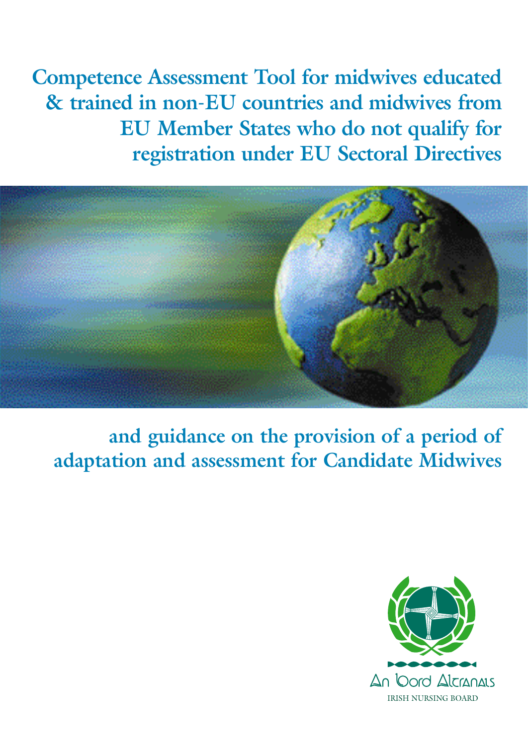# Competence Assessment Tool for midwives educated & trained in non-EU countries and midwives from EU Member States who do not qualify for registration under EU Sectoral Directives

## and guidance on the provision of a period of adaptation and assessment for Candidate Midwives

An Bord Altranais

IRISH NURSING BOARD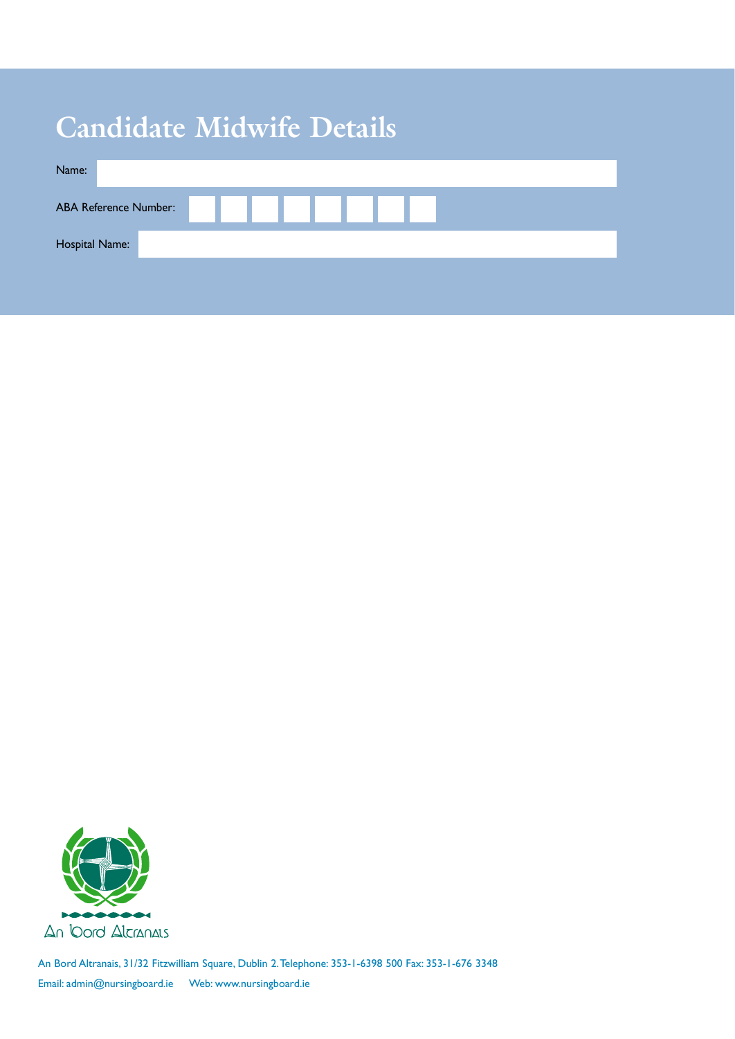# Candidate Midwife Details

Name:

ABA Reference Number:

Hospital Name:

An Bord Altranais

An Bord Altranais, 31/32 Fitzwilliam Square, Dublin 2. Telephone: 353-1-6398 500 Fax: 353-1-676 3348

Email: admin@nursingboard.ie Web: www.nursingboard.ie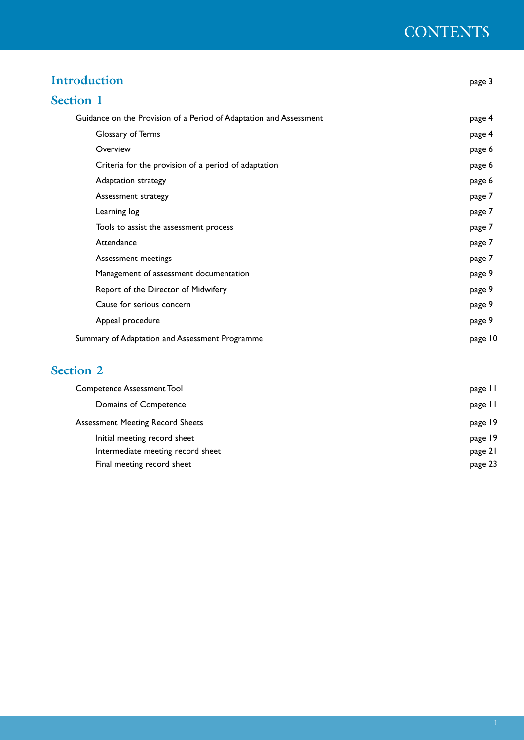# CONTENTS

## Introduction — page 3

## Section 1

- Guidance on the Provision of a Period of Adaptation and Assessment — page 4
  - Glossary of Terms — page 4
  - Overview — page 6
  - Criteria for the provision of a period of adaptation — page 6
  - Adaptation strategy — page 6
  - Assessment strategy — page 7
  - Learning log — page 7
  - Tools to assist the assessment process — page 7
  - Attendance — page 7
  - Assessment meetings — page 7
  - Management of assessment documentation — page 9
  - Report of the Director of Midwifery — page 9
  - Cause for serious concern — page 9
  - Appeal procedure — page 9
- Summary of Adaptation and Assessment Programme — page 10

## Section 2

- Competence Assessment Tool — page 11
  - Domains of Competence — page 11
- Assessment Meeting Record Sheets — page 19
  - Initial meeting record sheet — page 19
  - Intermediate meeting record sheet — page 21
  - Final meeting record sheet — page 23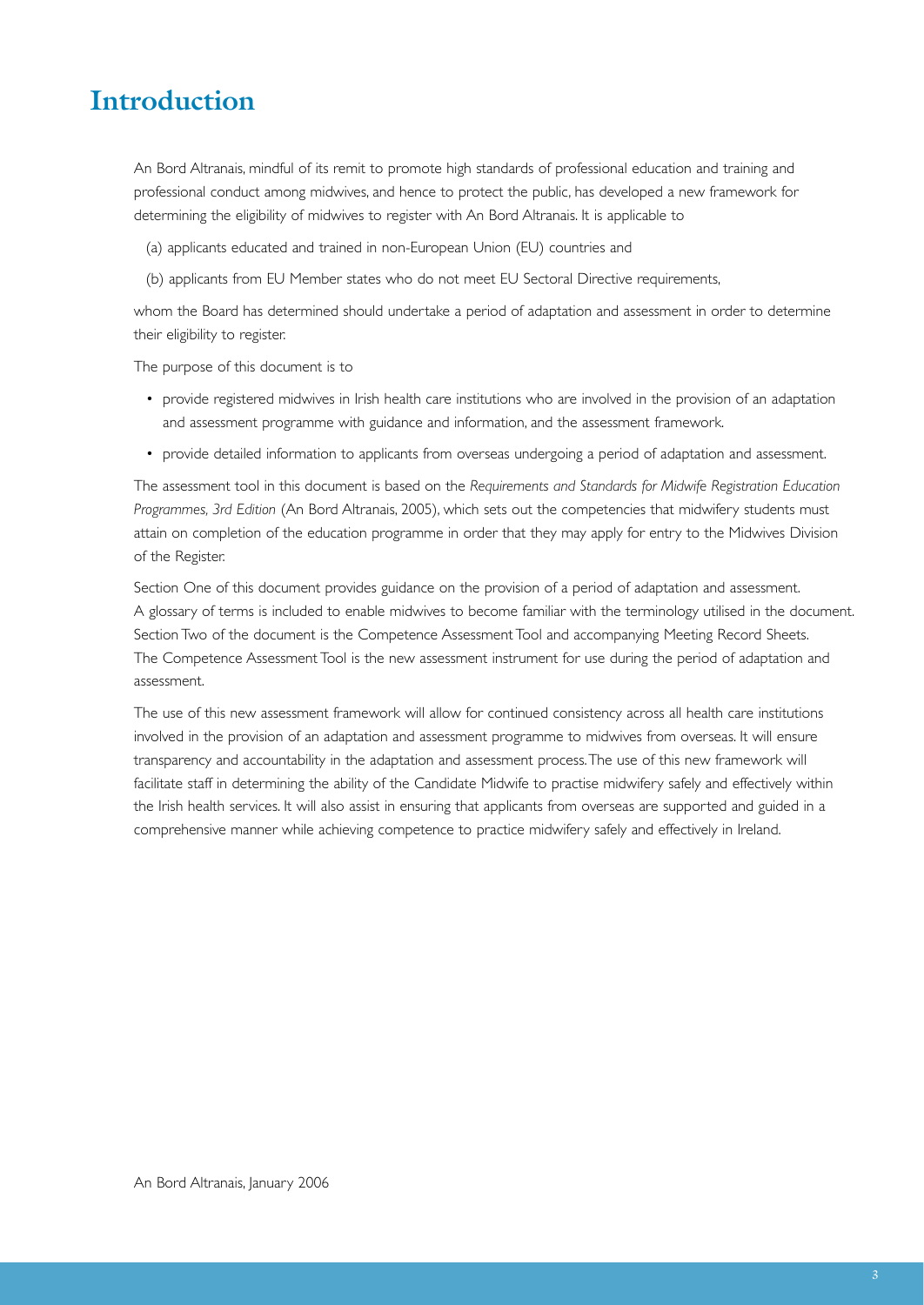# Introduction

An Bord Altranais, mindful of its remit to promote high standards of professional education and training and professional conduct among midwives, and hence to protect the public, has developed a new framework for determining the eligibility of midwives to register with An Bord Altranais. It is applicable to

(a) applicants educated and trained in non-European Union (EU) countries and

(b) applicants from EU Member states who do not meet EU Sectoral Directive requirements,

whom the Board has determined should undertake a period of adaptation and assessment in order to determine their eligibility to register.

The purpose of this document is to

- provide registered midwives in Irish health care institutions who are involved in the provision of an adaptation and assessment programme with guidance and information, and the assessment framework.
- provide detailed information to applicants from overseas undergoing a period of adaptation and assessment.

The assessment tool in this document is based on the *Requirements and Standards for Midwife Registration Education Programmes, 3rd Edition* (An Bord Altranais, 2005), which sets out the competencies that midwifery students must attain on completion of the education programme in order that they may apply for entry to the Midwives Division of the Register.

Section One of this document provides guidance on the provision of a period of adaptation and assessment. A glossary of terms is included to enable midwives to become familiar with the terminology utilised in the document. Section Two of the document is the Competence Assessment Tool and accompanying Meeting Record Sheets. The Competence Assessment Tool is the new assessment instrument for use during the period of adaptation and assessment.

The use of this new assessment framework will allow for continued consistency across all health care institutions involved in the provision of an adaptation and assessment programme to midwives from overseas. It will ensure transparency and accountability in the adaptation and assessment process. The use of this new framework will facilitate staff in determining the ability of the Candidate Midwife to practise midwifery safely and effectively within the Irish health services. It will also assist in ensuring that applicants from overseas are supported and guided in a comprehensive manner while achieving competence to practice midwifery safely and effectively in Ireland.

An Bord Altranais, January 2006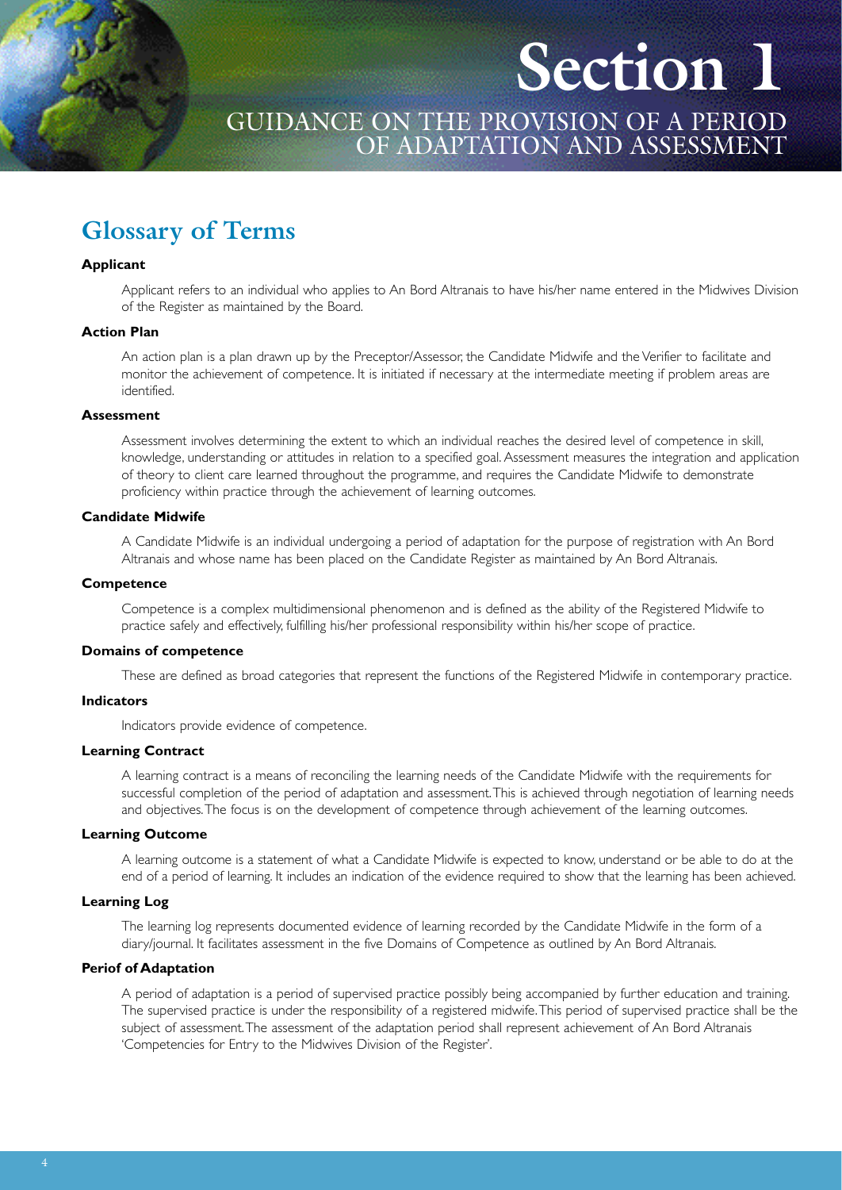# Section 1

## GUIDANCE ON THE PROVISION OF A PERIOD OF ADAPTATION AND ASSESSMENT

## Glossary of Terms

**Applicant**

Applicant refers to an individual who applies to An Bord Altranais to have his/her name entered in the Midwives Division of the Register as maintained by the Board.

**Action Plan**

An action plan is a plan drawn up by the Preceptor/Assessor, the Candidate Midwife and the Verifier to facilitate and monitor the achievement of competence. It is initiated if necessary at the intermediate meeting if problem areas are identified.

**Assessment**

Assessment involves determining the extent to which an individual reaches the desired level of competence in skill, knowledge, understanding or attitudes in relation to a specified goal. Assessment measures the integration and application of theory to client care learned throughout the programme, and requires the Candidate Midwife to demonstrate proficiency within practice through the achievement of learning outcomes.

**Candidate Midwife**

A Candidate Midwife is an individual undergoing a period of adaptation for the purpose of registration with An Bord Altranais and whose name has been placed on the Candidate Register as maintained by An Bord Altranais.

**Competence**

Competence is a complex multidimensional phenomenon and is defined as the ability of the Registered Midwife to practice safely and effectively, fulfilling his/her professional responsibility within his/her scope of practice.

**Domains of competence**

These are defined as broad categories that represent the functions of the Registered Midwife in contemporary practice.

**Indicators**

Indicators provide evidence of competence.

**Learning Contract**

A learning contract is a means of reconciling the learning needs of the Candidate Midwife with the requirements for successful completion of the period of adaptation and assessment. This is achieved through negotiation of learning needs and objectives. The focus is on the development of competence through achievement of the learning outcomes.

**Learning Outcome**

A learning outcome is a statement of what a Candidate Midwife is expected to know, understand or be able to do at the end of a period of learning. It includes an indication of the evidence required to show that the learning has been achieved.

**Learning Log**

The learning log represents documented evidence of learning recorded by the Candidate Midwife in the form of a diary/journal. It facilitates assessment in the five Domains of Competence as outlined by An Bord Altranais.

**Perio f of Adaptation**

A period of adaptation is a period of supervised practice possibly being accompanied by further education and training. The supervised practice is under the responsibility of a registered midwife. This period of supervised practice shall be the subject of assessment. The assessment of the adaptation period shall represent achievement of An Bord Altranais 'Competencies for Entry to the Midwives Division of the Register'.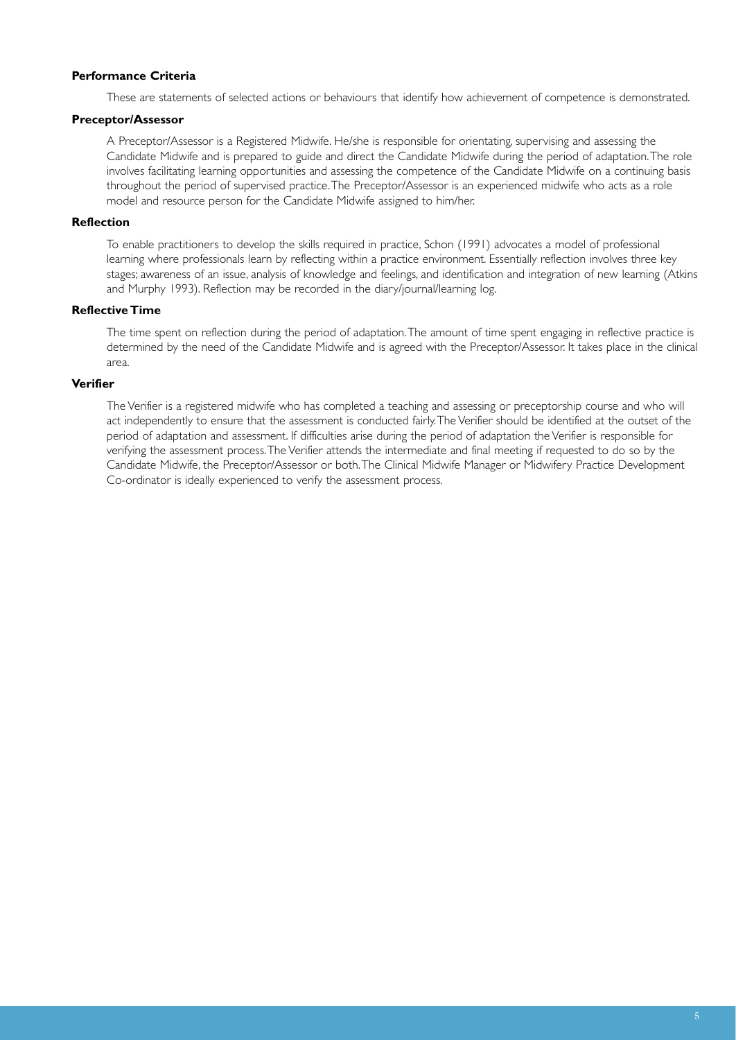**Performance Criteria**

These are statements of selected actions or behaviours that identify how achievement of competence is demonstrated.

**Preceptor/Assessor**

A Preceptor/Assessor is a Registered Midwife. He/she is responsible for orientating, supervising and assessing the Candidate Midwife and is prepared to guide and direct the Candidate Midwife during the period of adaptation. The role involves facilitating learning opportunities and assessing the competence of the Candidate Midwife on a continuing basis throughout the period of supervised practice. The Preceptor/Assessor is an experienced midwife who acts as a role model and resource person for the Candidate Midwife assigned to him/her.

**Reflection**

To enable practitioners to develop the skills required in practice, Schon (1991) advocates a model of professional learning where professionals learn by reflecting within a practice environment. Essentially reflection involves three key stages; awareness of an issue, analysis of knowledge and feelings, and identification and integration of new learning (Atkins and Murphy 1993). Reflection may be recorded in the diary/journal/learning log.

**Reflective Time**

The time spent on reflection during the period of adaptation. The amount of time spent engaging in reflective practice is determined by the need of the Candidate Midwife and is agreed with the Preceptor/Assessor. It takes place in the clinical area.

**Verifier**

The Verifier is a registered midwife who has completed a teaching and assessing or preceptorship course and who will act independently to ensure that the assessment is conducted fairly. The Verifier should be identified at the outset of the period of adaptation and assessment. If difficulties arise during the period of adaptation the Verifier is responsible for verifying the assessment process. The Verifier attends the intermediate and final meeting if requested to do so by the Candidate Midwife, the Preceptor/Assessor or both. The Clinical Midwife Manager or Midwifery Practice Development Co-ordinator is ideally experienced to verify the assessment process.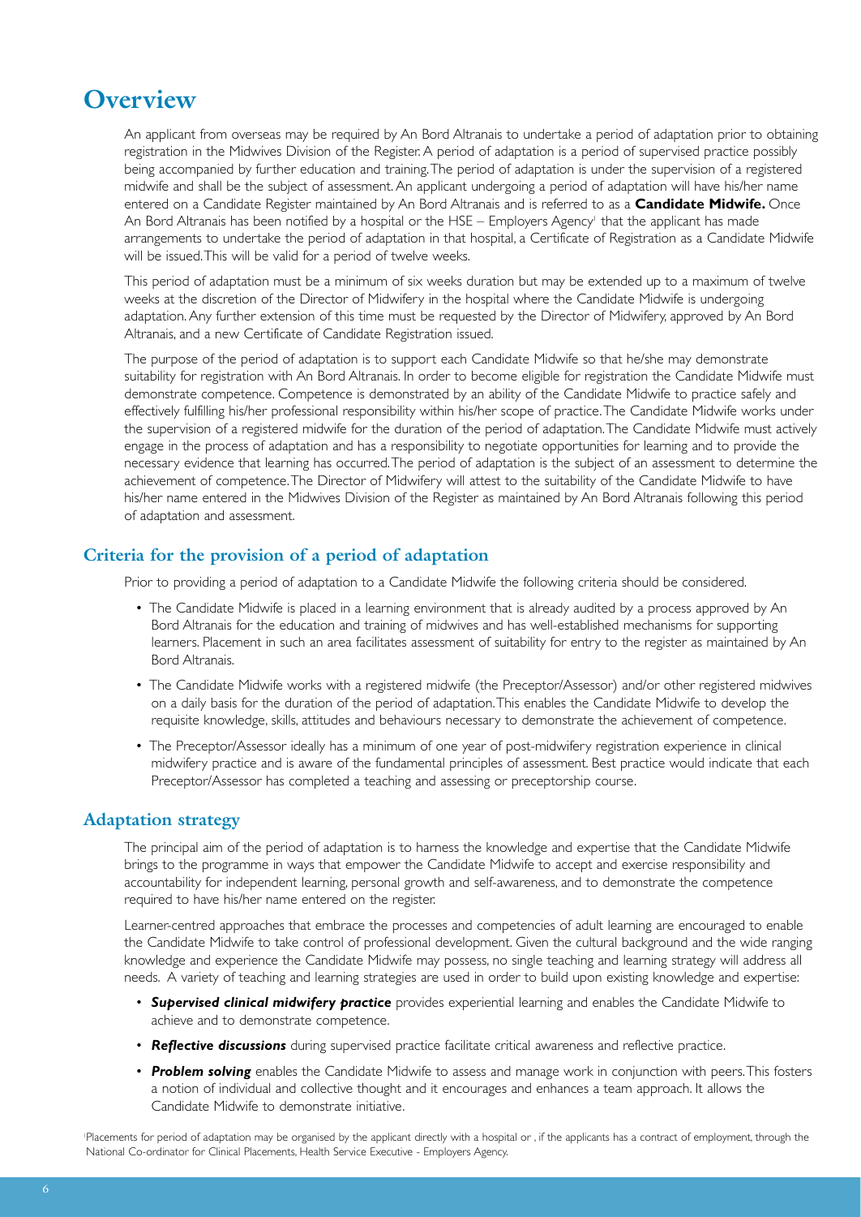# Overview

An applicant from overseas may be required by An Bord Altranais to undertake a period of adaptation prior to obtaining registration in the Midwives Division of the Register. A period of adaptation is a period of supervised practice possibly being accompanied by further education and training. The period of adaptation is under the supervision of a registered midwife and shall be the subject of assessment. An applicant undergoing a period of adaptation will have his/her name entered on a Candidate Register maintained by An Bord Altranais and is referred to as a **Candidate Midwife.** Once An Bord Altranais has been notified by a hospital or the HSE – Employers Agency[1] that the applicant has made arrangements to undertake the period of adaptation in that hospital, a Certificate of Registration as a Candidate Midwife will be issued. This will be valid for a period of twelve weeks.

This period of adaptation must be a minimum of six weeks duration but may be extended up to a maximum of twelve weeks at the discretion of the Director of Midwifery in the hospital where the Candidate Midwife is undergoing adaptation. Any further extension of this time must be requested by the Director of Midwifery, approved by An Bord Altranais, and a new Certificate of Candidate Registration issued.

The purpose of the period of adaptation is to support each Candidate Midwife so that he/she may demonstrate suitability for registration with An Bord Altranais. In order to become eligible for registration the Candidate Midwife must demonstrate competence. Competence is demonstrated by an ability of the Candidate Midwife to practice safely and effectively fulfilling his/her professional responsibility within his/her scope of practice. The Candidate Midwife works under the supervision of a registered midwife for the duration of the period of adaptation. The Candidate Midwife must actively engage in the process of adaptation and has a responsibility to negotiate opportunities for learning and to provide the necessary evidence that learning has occurred. The period of adaptation is the subject of an assessment to determine the achievement of competence. The Director of Midwifery will attest to the suitability of the Candidate Midwife to have his/her name entered in the Midwives Division of the Register as maintained by An Bord Altranais following this period of adaptation and assessment.

## Criteria for the provision of a period of adaptation

Prior to providing a period of adaptation to a Candidate Midwife the following criteria should be considered.

- The Candidate Midwife is placed in a learning environment that is already audited by a process approved by An Bord Altranais for the education and training of midwives and has well-established mechanisms for supporting learners. Placement in such an area facilitates assessment of suitability for entry to the register as maintained by An Bord Altranais.
- The Candidate Midwife works with a registered midwife (the Preceptor/Assessor) and/or other registered midwives on a daily basis for the duration of the period of adaptation. This enables the Candidate Midwife to develop the requisite knowledge, skills, attitudes and behaviours necessary to demonstrate the achievement of competence.
- The Preceptor/Assessor ideally has a minimum of one year of post-midwifery registration experience in clinical midwifery practice and is aware of the fundamental principles of assessment. Best practice would indicate that each Preceptor/Assessor has completed a teaching and assessing or preceptorship course.

## Adaptation strategy

The principal aim of the period of adaptation is to harness the knowledge and expertise that the Candidate Midwife brings to the programme in ways that empower the Candidate Midwife to accept and exercise responsibility and accountability for independent learning, personal growth and self-awareness, and to demonstrate the competence required to have his/her name entered on the register.

Learner-centred approaches that embrace the processes and competencies of adult learning are encouraged to enable the Candidate Midwife to take control of professional development. Given the cultural background and the wide ranging knowledge and experience the Candidate Midwife may possess, no single teaching and learning strategy will address all needs. A variety of teaching and learning strategies are used in order to build upon existing knowledge and expertise:

- ***Supervised clinical midwifery practice*** provides experiential learning and enables the Candidate Midwife to achieve and to demonstrate competence.
- ***Reflective discussions*** during supervised practice facilitate critical awareness and reflective practice.
- ***Problem solving*** enables the Candidate Midwife to assess and manage work in conjunction with peers. This fosters a notion of individual and collective thought and it encourages and enhances a team approach. It allows the Candidate Midwife to demonstrate initiative.

[1] Placements for period of adaptation may be organised by the applicant directly with a hospital or , if the applicants has a contract of employment, through the National Co-ordinator for Clinical Placements, Health Service Executive - Employers Agency.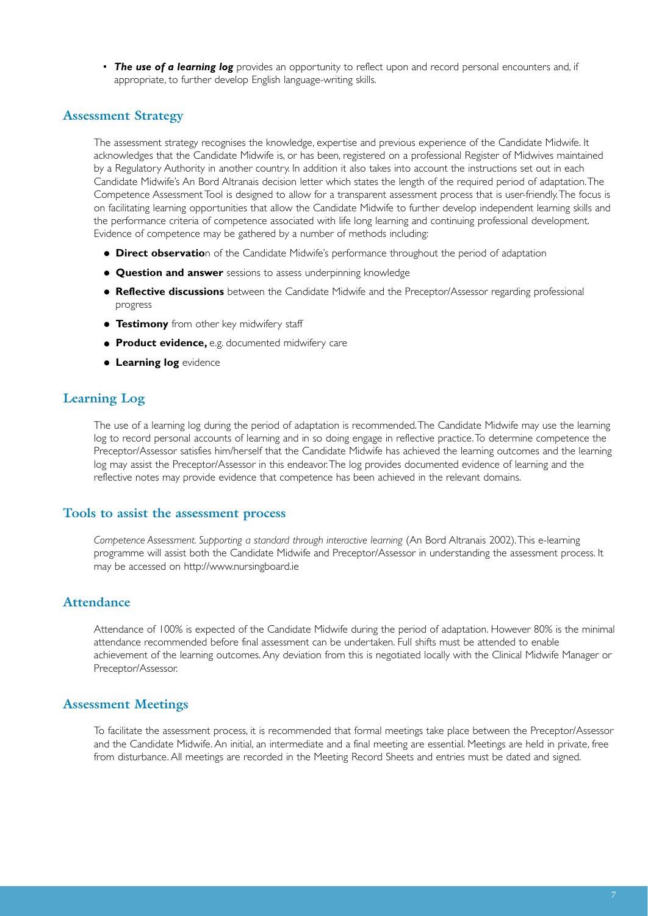- ***The use of a learning log*** provides an opportunity to reflect upon and record personal encounters and, if appropriate, to further develop English language-writing skills.

## Assessment Strategy

The assessment strategy recognises the knowledge, expertise and previous experience of the Candidate Midwife. It acknowledges that the Candidate Midwife is, or has been, registered on a professional Register of Midwives maintained by a Regulatory Authority in another country. In addition it also takes into account the instructions set out in each Candidate Midwife's An Bord Altranais decision letter which states the length of the required period of adaptation. The Competence Assessment Tool is designed to allow for a transparent assessment process that is user-friendly. The focus is on facilitating learning opportunities that allow the Candidate Midwife to further develop independent learning skills and the performance criteria of competence associated with life long learning and continuing professional development. Evidence of competence may be gathered by a number of methods including:

- **Direct observatio**n of the Candidate Midwife's performance throughout the period of adaptation
- **Question and answer** sessions to assess underpinning knowledge
- **Reflective discussions** between the Candidate Midwife and the Preceptor/Assessor regarding professional progress
- **Testimony** from other key midwifery staff
- **Product evidence,** e.g. documented midwifery care
- **Learning log** evidence

## Learning Log

The use of a learning log during the period of adaptation is recommended. The Candidate Midwife may use the learning log to record personal accounts of learning and in so doing engage in reflective practice. To determine competence the Preceptor/Assessor satisfies him/herself that the Candidate Midwife has achieved the learning outcomes and the learning log may assist the Preceptor/Assessor in this endeavor. The log provides documented evidence of learning and the reflective notes may provide evidence that competence has been achieved in the relevant domains.

## Tools to assist the assessment process

*Competence Assessment. Supporting a standard through interactive learning* (An Bord Altranais 2002). This e-learning programme will assist both the Candidate Midwife and Preceptor/Assessor in understanding the assessment process. It may be accessed on http://www.nursingboard.ie

## Attendance

Attendance of 100% is expected of the Candidate Midwife during the period of adaptation. However 80% is the minimal attendance recommended before final assessment can be undertaken. Full shifts must be attended to enable achievement of the learning outcomes. Any deviation from this is negotiated locally with the Clinical Midwife Manager or Preceptor/Assessor.

## Assessment Meetings

To facilitate the assessment process, it is recommended that formal meetings take place between the Preceptor/Assessor and the Candidate Midwife. An initial, an intermediate and a final meeting are essential. Meetings are held in private, free from disturbance. All meetings are recorded in the Meeting Record Sheets and entries must be dated and signed.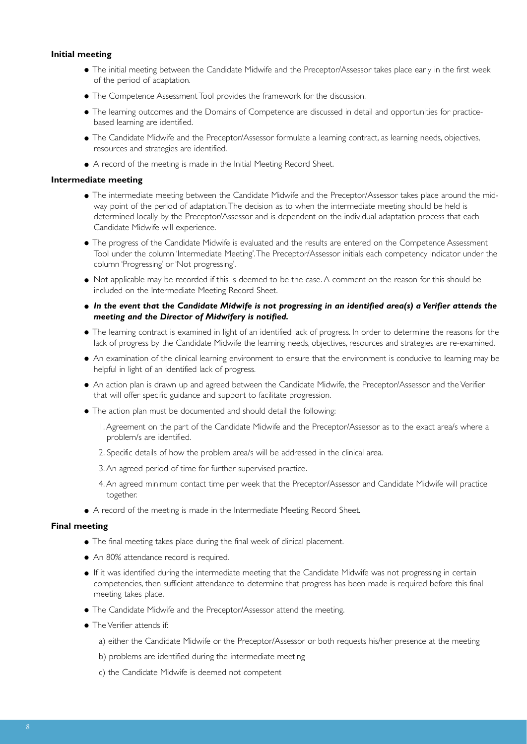**Initial meeting**

- The initial meeting between the Candidate Midwife and the Preceptor/Assessor takes place early in the first week of the period of adaptation.
- The Competence Assessment Tool provides the framework for the discussion.
- The learning outcomes and the Domains of Competence are discussed in detail and opportunities for practice-based learning are identified.
- The Candidate Midwife and the Preceptor/Assessor formulate a learning contract, as learning needs, objectives, resources and strategies are identified.
- A record of the meeting is made in the Initial Meeting Record Sheet.

**Intermediate meeting**

- The intermediate meeting between the Candidate Midwife and the Preceptor/Assessor takes place around the mid-way point of the period of adaptation. The decision as to when the intermediate meeting should be held is determined locally by the Preceptor/Assessor and is dependent on the individual adaptation process that each Candidate Midwife will experience.
- The progress of the Candidate Midwife is evaluated and the results are entered on the Competence Assessment Tool under the column 'Intermediate Meeting'. The Preceptor/Assessor initials each competency indicator under the column 'Progressing' or 'Not progressing'.
- Not applicable may be recorded if this is deemed to be the case. A comment on the reason for this should be included on the Intermediate Meeting Record Sheet.
- ***In the event that the Candidate Midwife is not progressing in an identified area(s) a Verifier attends the meeting and the Director of Midwifery is notified.***
- The learning contract is examined in light of an identified lack of progress. In order to determine the reasons for the lack of progress by the Candidate Midwife the learning needs, objectives, resources and strategies are re-examined.
- An examination of the clinical learning environment to ensure that the environment is conducive to learning may be helpful in light of an identified lack of progress.
- An action plan is drawn up and agreed between the Candidate Midwife, the Preceptor/Assessor and the Verifier that will offer specific guidance and support to facilitate progression.
- The action plan must be documented and should detail the following:
  1. Agreement on the part of the Candidate Midwife and the Preceptor/Assessor as to the exact area/s where a problem/s are identified.
  2. Specific details of how the problem area/s will be addressed in the clinical area.
  3. An agreed period of time for further supervised practice.
  4. An agreed minimum contact time per week that the Preceptor/Assessor and Candidate Midwife will practice together.
- A record of the meeting is made in the Intermediate Meeting Record Sheet.

**Final meeting**

- The final meeting takes place during the final week of clinical placement.
- An 80% attendance record is required.
- If it was identified during the intermediate meeting that the Candidate Midwife was not progressing in certain competencies, then sufficient attendance to determine that progress has been made is required before this final meeting takes place.
- The Candidate Midwife and the Preceptor/Assessor attend the meeting.
- The Verifier attends if:
  a) either the Candidate Midwife or the Preceptor/Assessor or both requests his/her presence at the meeting
  b) problems are identified during the intermediate meeting
  c) the Candidate Midwife is deemed not competent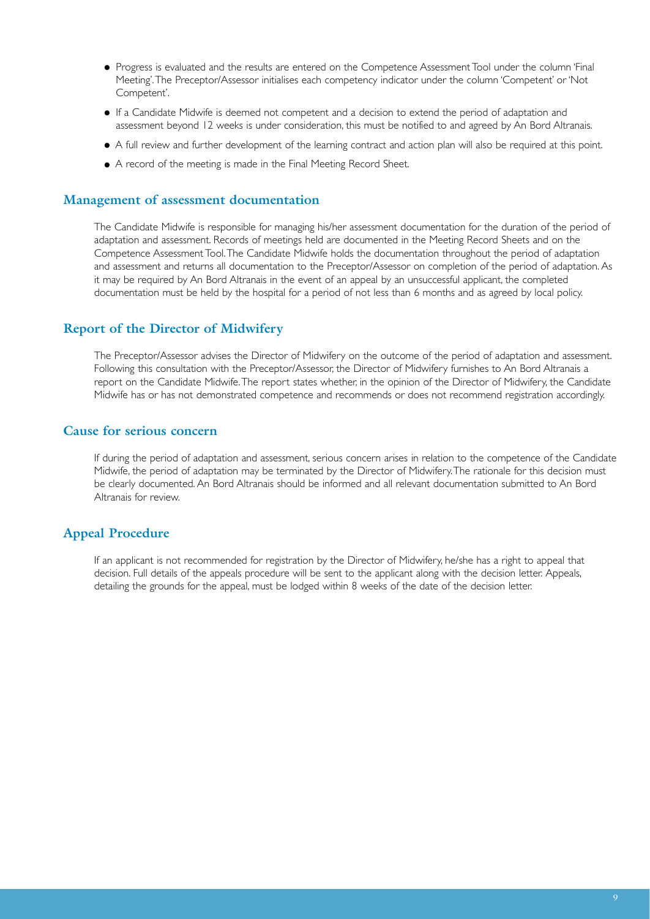- Progress is evaluated and the results are entered on the Competence Assessment Tool under the column 'Final Meeting'. The Preceptor/Assessor initialises each competency indicator under the column 'Competent' or 'Not Competent'.
- If a Candidate Midwife is deemed not competent and a decision to extend the period of adaptation and assessment beyond 12 weeks is under consideration, this must be notified to and agreed by An Bord Altranais.
- A full review and further development of the learning contract and action plan will also be required at this point.
- A record of the meeting is made in the Final Meeting Record Sheet.

## Management of assessment documentation

The Candidate Midwife is responsible for managing his/her assessment documentation for the duration of the period of adaptation and assessment. Records of meetings held are documented in the Meeting Record Sheets and on the Competence Assessment Tool. The Candidate Midwife holds the documentation throughout the period of adaptation and assessment and returns all documentation to the Preceptor/Assessor on completion of the period of adaptation. As it may be required by An Bord Altranais in the event of an appeal by an unsuccessful applicant, the completed documentation must be held by the hospital for a period of not less than 6 months and as agreed by local policy.

## Report of the Director of Midwifery

The Preceptor/Assessor advises the Director of Midwifery on the outcome of the period of adaptation and assessment. Following this consultation with the Preceptor/Assessor, the Director of Midwifery furnishes to An Bord Altranais a report on the Candidate Midwife. The report states whether, in the opinion of the Director of Midwifery, the Candidate Midwife has or has not demonstrated competence and recommends or does not recommend registration accordingly.

## Cause for serious concern

If during the period of adaptation and assessment, serious concern arises in relation to the competence of the Candidate Midwife, the period of adaptation may be terminated by the Director of Midwifery. The rationale for this decision must be clearly documented. An Bord Altranais should be informed and all relevant documentation submitted to An Bord Altranais for review.

## Appeal Procedure

If an applicant is not recommended for registration by the Director of Midwifery, he/she has a right to appeal that decision. Full details of the appeals procedure will be sent to the applicant along with the decision letter. Appeals, detailing the grounds for the appeal, must be lodged within 8 weeks of the date of the decision letter.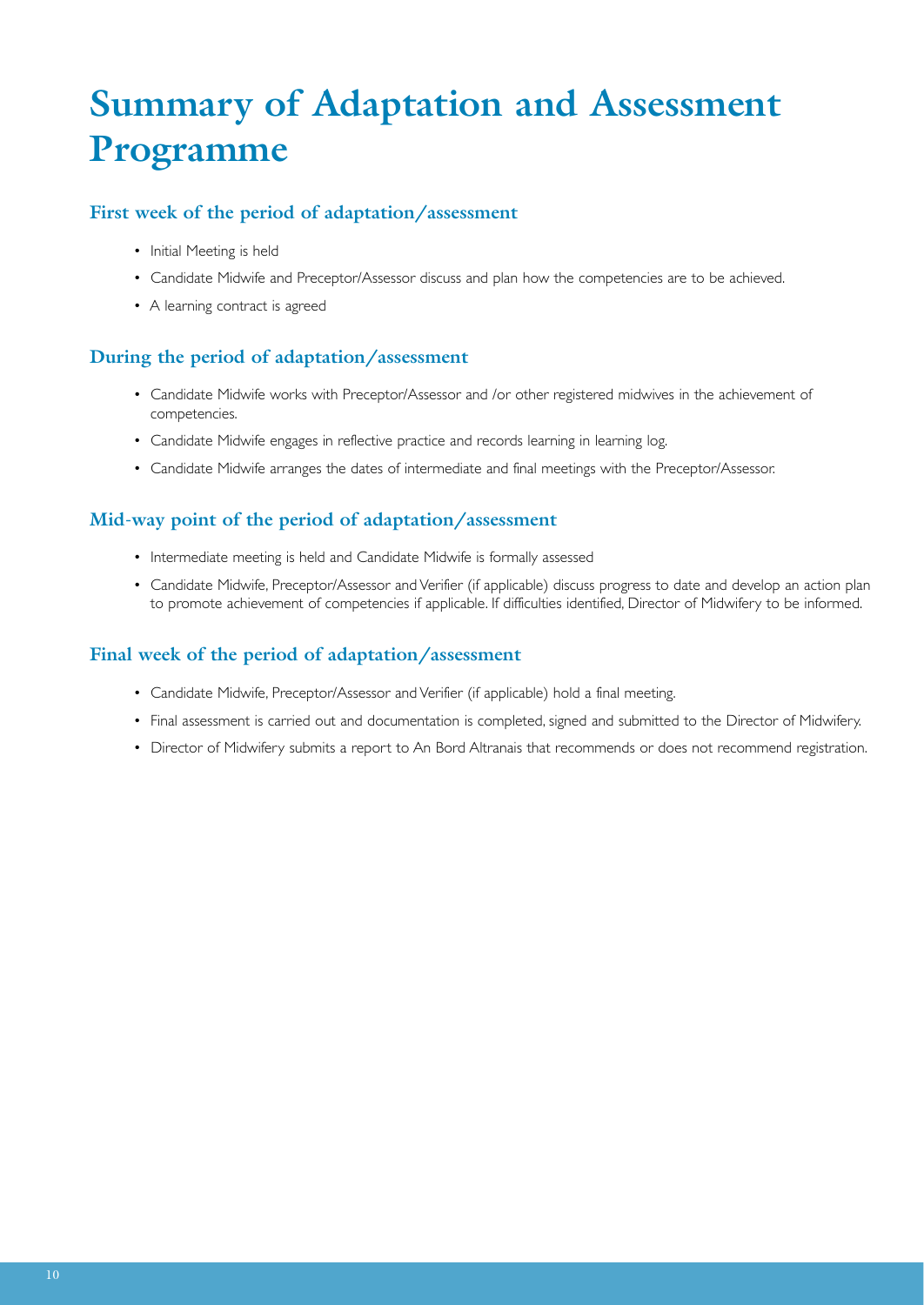# Summary of Adaptation and Assessment Programme

## First week of the period of adaptation/assessment

- Initial Meeting is held
- Candidate Midwife and Preceptor/Assessor discuss and plan how the competencies are to be achieved.
- A learning contract is agreed

## During the period of adaptation/assessment

- Candidate Midwife works with Preceptor/Assessor and /or other registered midwives in the achievement of competencies.
- Candidate Midwife engages in reflective practice and records learning in learning log.
- Candidate Midwife arranges the dates of intermediate and final meetings with the Preceptor/Assessor.

## Mid-way point of the period of adaptation/assessment

- Intermediate meeting is held and Candidate Midwife is formally assessed
- Candidate Midwife, Preceptor/Assessor and Verifier (if applicable) discuss progress to date and develop an action plan to promote achievement of competencies if applicable. If difficulties identified, Director of Midwifery to be informed.

## Final week of the period of adaptation/assessment

- Candidate Midwife, Preceptor/Assessor and Verifier (if applicable) hold a final meeting.
- Final assessment is carried out and documentation is completed, signed and submitted to the Director of Midwifery.
- Director of Midwifery submits a report to An Bord Altranais that recommends or does not recommend registration.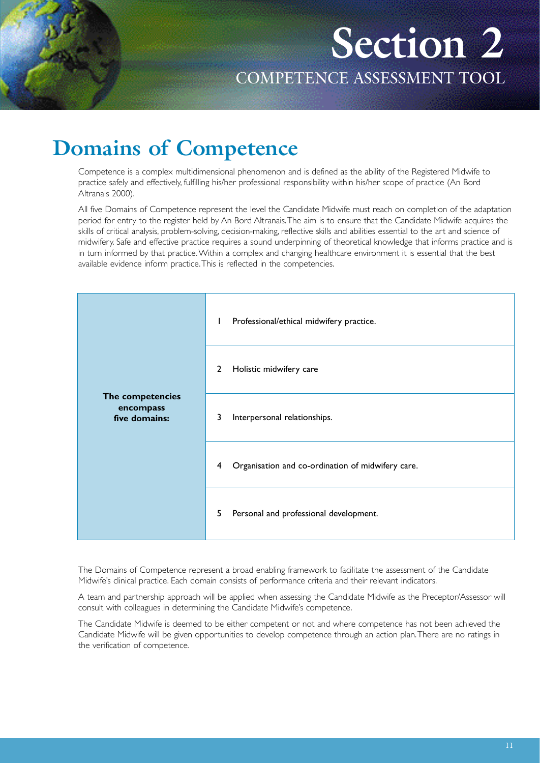# Section 2

## COMPETENCE ASSESSMENT TOOL

# Domains of Competence

Competence is a complex multidimensional phenomenon and is defined as the ability of the Registered Midwife to practice safely and effectively, fulfilling his/her professional responsibility within his/her scope of practice (An Bord Altranais 2000).

All five Domains of Competence represent the level the Candidate Midwife must reach on completion of the adaptation period for entry to the register held by An Bord Altranais. The aim is to ensure that the Candidate Midwife acquires the skills of critical analysis, problem-solving, decision-making, reflective skills and abilities essential to the art and science of midwifery. Safe and effective practice requires a sound underpinning of theoretical knowledge that informs practice and is in turn informed by that practice. Within a complex and changing healthcare environment it is essential that the best available evidence inform practice. This is reflected in the competencies.

| | |
|---|---|
| **The competencies encompass five domains:** | 1 Professional/ethical midwifery practice. |
| | 2 Holistic midwifery care |
| | 3 Interpersonal relationships. |
| | 4 Organisation and co-ordination of midwifery care. |
| | 5 Personal and professional development. |

The Domains of Competence represent a broad enabling framework to facilitate the assessment of the Candidate Midwife's clinical practice. Each domain consists of performance criteria and their relevant indicators.

A team and partnership approach will be applied when assessing the Candidate Midwife as the Preceptor/Assessor will consult with colleagues in determining the Candidate Midwife's competence.

The Candidate Midwife is deemed to be either competent or not and where competence has not been achieved the Candidate Midwife will be given opportunities to develop competence through an action plan. There are no ratings in the verification of competence.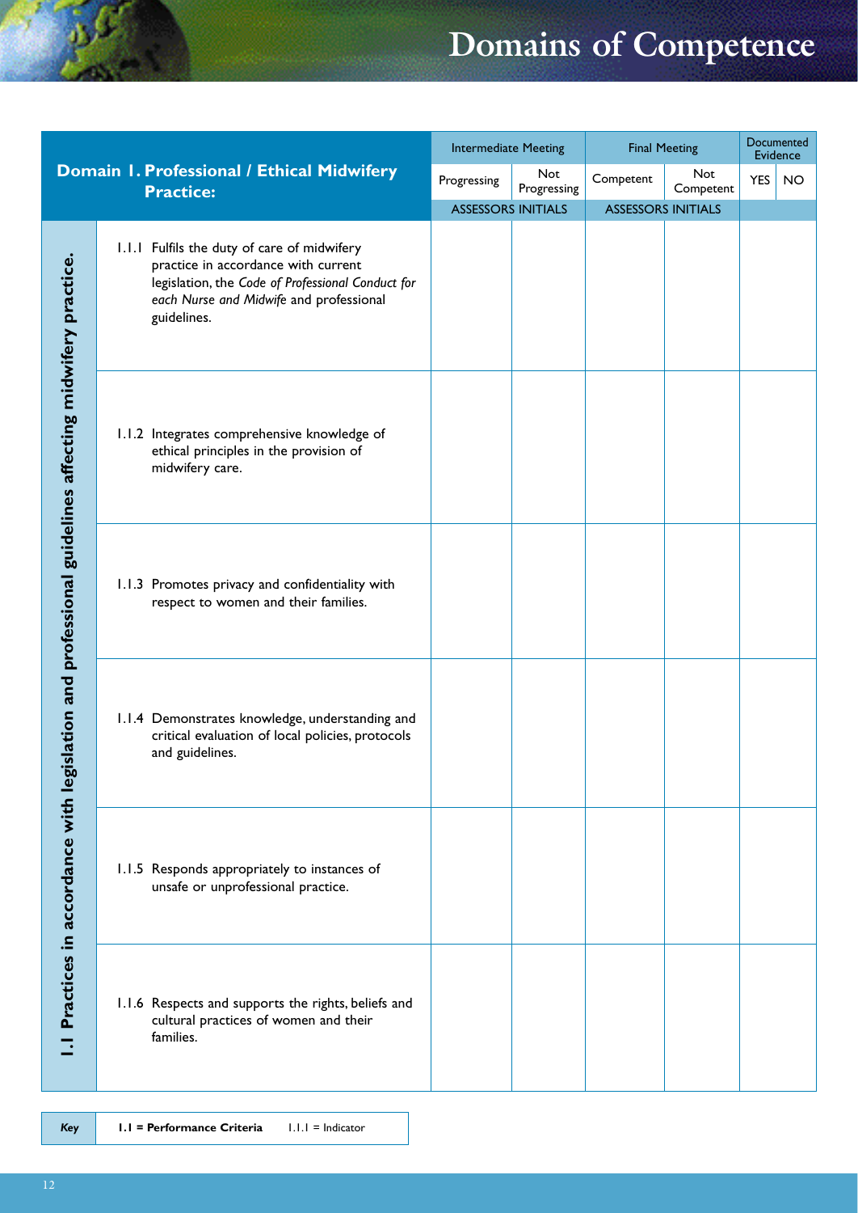# Domains of Competence

| Domain 1. Professional / Ethical Midwifery Practice: | | Intermediate Meeting | | Final Meeting | | Documented Evidence | |
|---|---|---|---|---|---|---|---|
| | | Progressing | Not Progressing | Competent | Not Competent | YES | NO |
| | | ASSESSORS INITIALS | | ASSESSORS INITIALS | | | |
| 1.1 Practices in accordance with legislation and professional guidelines affecting midwifery practice. | 1.1.1 Fulfils the duty of care of midwifery practice in accordance with current legislation, the *Code of Professional Conduct for each Nurse and Midwife* and professional guidelines. | | | | | | |
| | 1.1.2 Integrates comprehensive knowledge of ethical principles in the provision of midwifery care. | | | | | | |
| | 1.1.3 Promotes privacy and confidentiality with respect to women and their families. | | | | | | |
| | 1.1.4 Demonstrates knowledge, understanding and critical evaluation of local policies, protocols and guidelines. | | | | | | |
| | 1.1.5 Responds appropriately to instances of unsafe or unprofessional practice. | | | | | | |
| | 1.1.6 Respects and supports the rights, beliefs and cultural practices of women and their families. | | | | | | |

| *Key* | **1.1 = Performance Criteria** 1.1.1 = Indicator |
|---|---|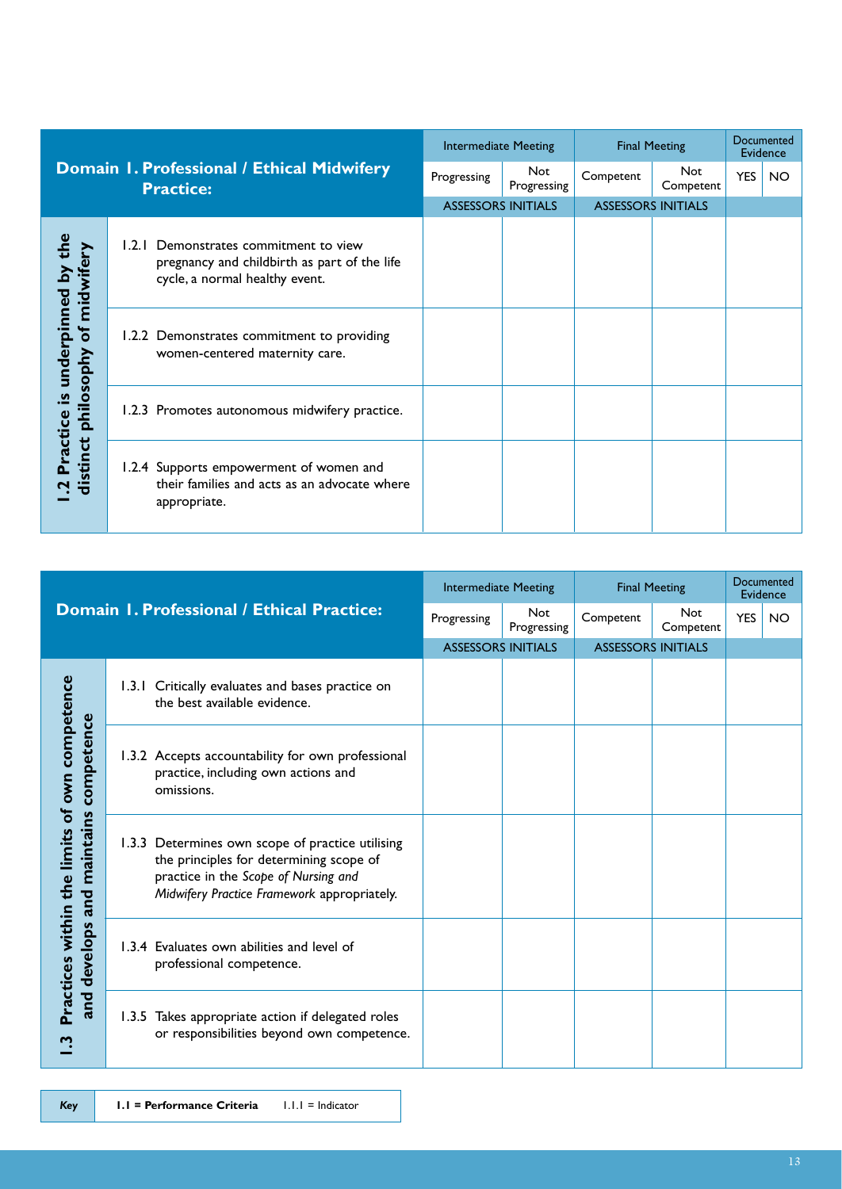| Domain 1. Professional / Ethical Midwifery Practice: | | Intermediate Meeting | | Final Meeting | | Documented Evidence | |
|---|---|---|---|---|---|---|---|
| | | Progressing | Not Progressing | Competent | Not Competent | YES | NO |
| | | ASSESSORS INITIALS | | ASSESSORS INITIALS | | | |
| 1.2 Practice is underpinned by the distinct philosophy of midwifery | 1.2.1 Demonstrates commitment to view pregnancy and childbirth as part of the life cycle, a normal healthy event. | | | | | | |
| | 1.2.2 Demonstrates commitment to providing women-centered maternity care. | | | | | | |
| | 1.2.3 Promotes autonomous midwifery practice. | | | | | | |
| | 1.2.4 Supports empowerment of women and their families and acts as an advocate where appropriate. | | | | | | |

| Domain 1. Professional / Ethical Practice: | | Intermediate Meeting | | Final Meeting | | Documented Evidence | |
|---|---|---|---|---|---|---|---|
| | | Progressing | Not Progressing | Competent | Not Competent | YES | NO |
| | | ASSESSORS INITIALS | | ASSESSORS INITIALS | | | |
| 1.3 Practices within the limits of own competence and develops and maintains competence | 1.3.1 Critically evaluates and bases practice on the best available evidence. | | | | | | |
| | 1.3.2 Accepts accountability for own professional practice, including own actions and omissions. | | | | | | |
| | 1.3.3 Determines own scope of practice utilising the principles for determining scope of practice in the *Scope of Nursing and Midwifery Practice Framework* appropriately. | | | | | | |
| | 1.3.4 Evaluates own abilities and level of professional competence. | | | | | | |
| | 1.3.5 Takes appropriate action if delegated roles or responsibilities beyond own competence. | | | | | | |

| *Key* | **1.1 = Performance Criteria** 1.1.1 = Indicator |
|---|---|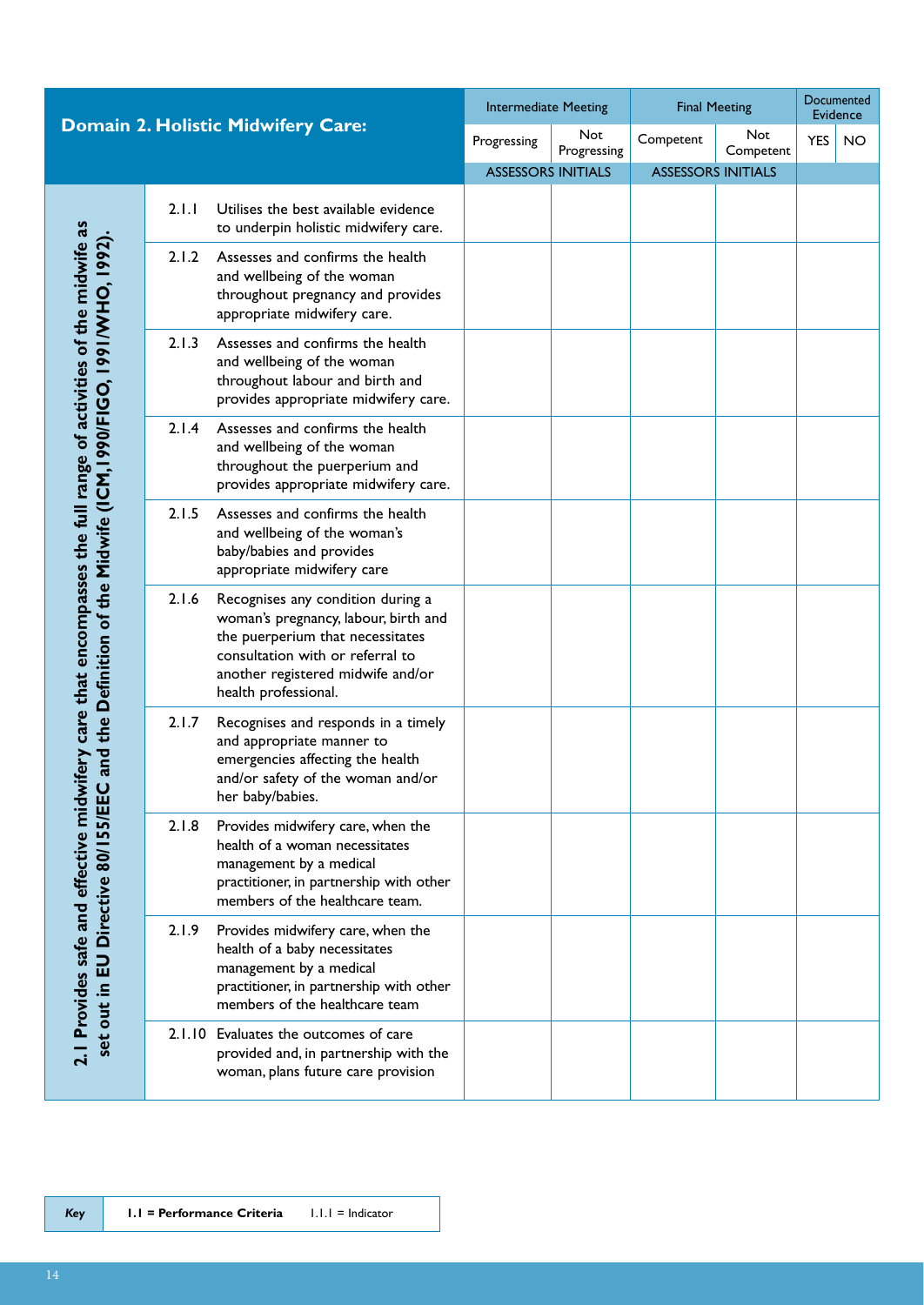| Domain 2. Holistic Midwifery Care: | | | Intermediate Meeting | | Final Meeting | | Documented Evidence | |
|---|---|---|---|---|---|---|---|---|
| | | | Progressing | Not Progressing | Competent | Not Competent | YES | NO |
| | | | ASSESSORS INITIALS | | ASSESSORS INITIALS | | | |
| **2.1 Provides safe and effective midwifery care that encompasses the full range of activities of the midwife as set out in EU Directive 80/155/EEC and the Definition of the Midwife (ICM,1990/FIGO, 1991/WHO, 1992).** | 2.1.1 | Utilises the best available evidence to underpin holistic midwifery care. | | | | | | |
| | 2.1.2 | Assesses and confirms the health and wellbeing of the woman throughout pregnancy and provides appropriate midwifery care. | | | | | | |
| | 2.1.3 | Assesses and confirms the health and wellbeing of the woman throughout labour and birth and provides appropriate midwifery care. | | | | | | |
| | 2.1.4 | Assesses and confirms the health and wellbeing of the woman throughout the puerperium and provides appropriate midwifery care. | | | | | | |
| | 2.1.5 | Assesses and confirms the health and wellbeing of the woman's baby/babies and provides appropriate midwifery care | | | | | | |
| | 2.1.6 | Recognises any condition during a woman's pregnancy, labour, birth and the puerperium that necessitates consultation with or referral to another registered midwife and/or health professional. | | | | | | |
| | 2.1.7 | Recognises and responds in a timely and appropriate manner to emergencies affecting the health and/or safety of the woman and/or her baby/babies. | | | | | | |
| | 2.1.8 | Provides midwifery care, when the health of a woman necessitates management by a medical practitioner, in partnership with other members of the healthcare team. | | | | | | |
| | 2.1.9 | Provides midwifery care, when the health of a baby necessitates management by a medical practitioner, in partnership with other members of the healthcare team | | | | | | |
| | 2.1.10 | Evaluates the outcomes of care provided and, in partnership with the woman, plans future care provision | | | | | | |

| *Key* | **1.1 = Performance Criteria** 1.1.1 = Indicator |
|---|---|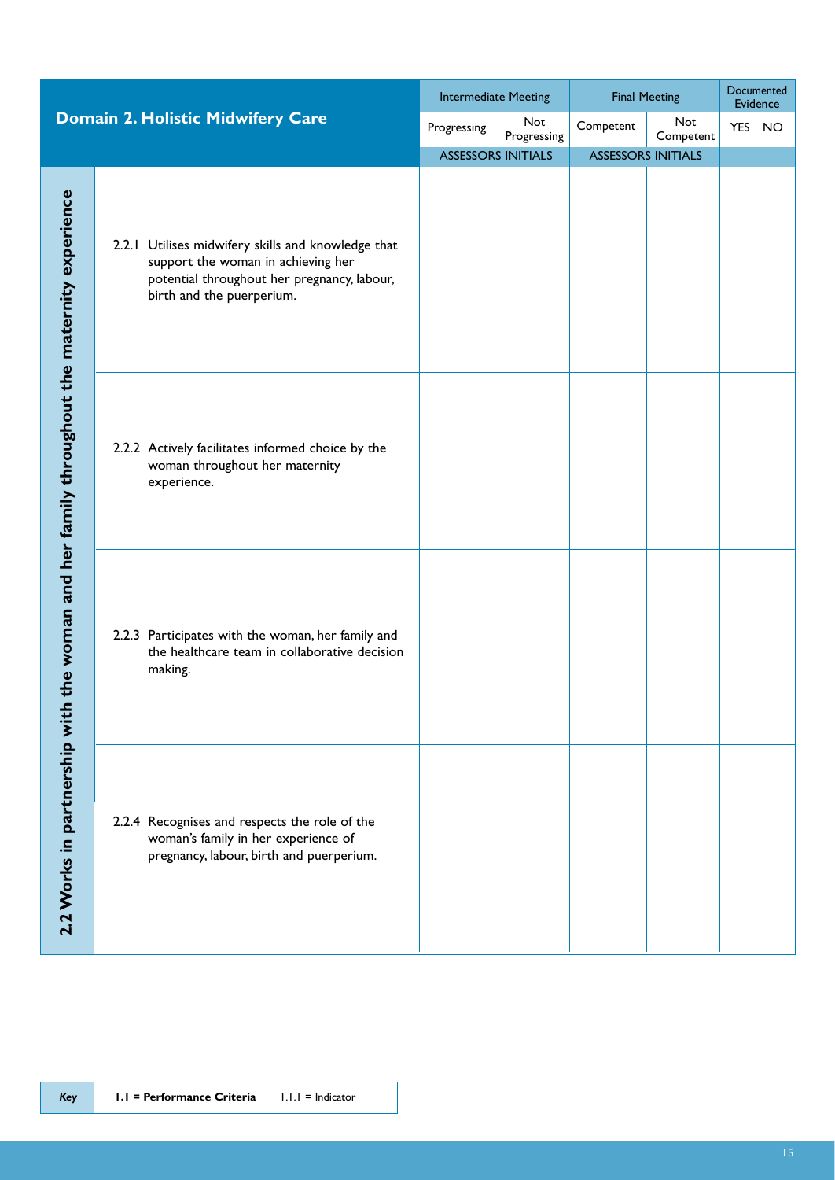# Domain 2. Holistic Midwifery Care

| 2.2 Works in partnership with the woman and her family throughout the maternity experience | Intermediate Meeting | | Final Meeting | | Documented Evidence | |
|---|---|---|---|---|---|---|
| | Progressing | Not Progressing | Competent | Not Competent | YES | NO |
| | ASSESSORS INITIALS | | ASSESSORS INITIALS | | | |
| 2.2.1 Utilises midwifery skills and knowledge that support the woman in achieving her potential throughout her pregnancy, labour, birth and the puerperium. | | | | | | |
| 2.2.2 Actively facilitates informed choice by the woman throughout her maternity experience. | | | | | | |
| 2.2.3 Participates with the woman, her family and the healthcare team in collaborative decision making. | | | | | | |
| 2.2.4 Recognises and respects the role of the woman's family in her experience of pregnancy, labour, birth and puerperium. | | | | | | |

| *Key* | **1.1 = Performance Criteria** | 1.1.1 = Indicator |
|---|---|---|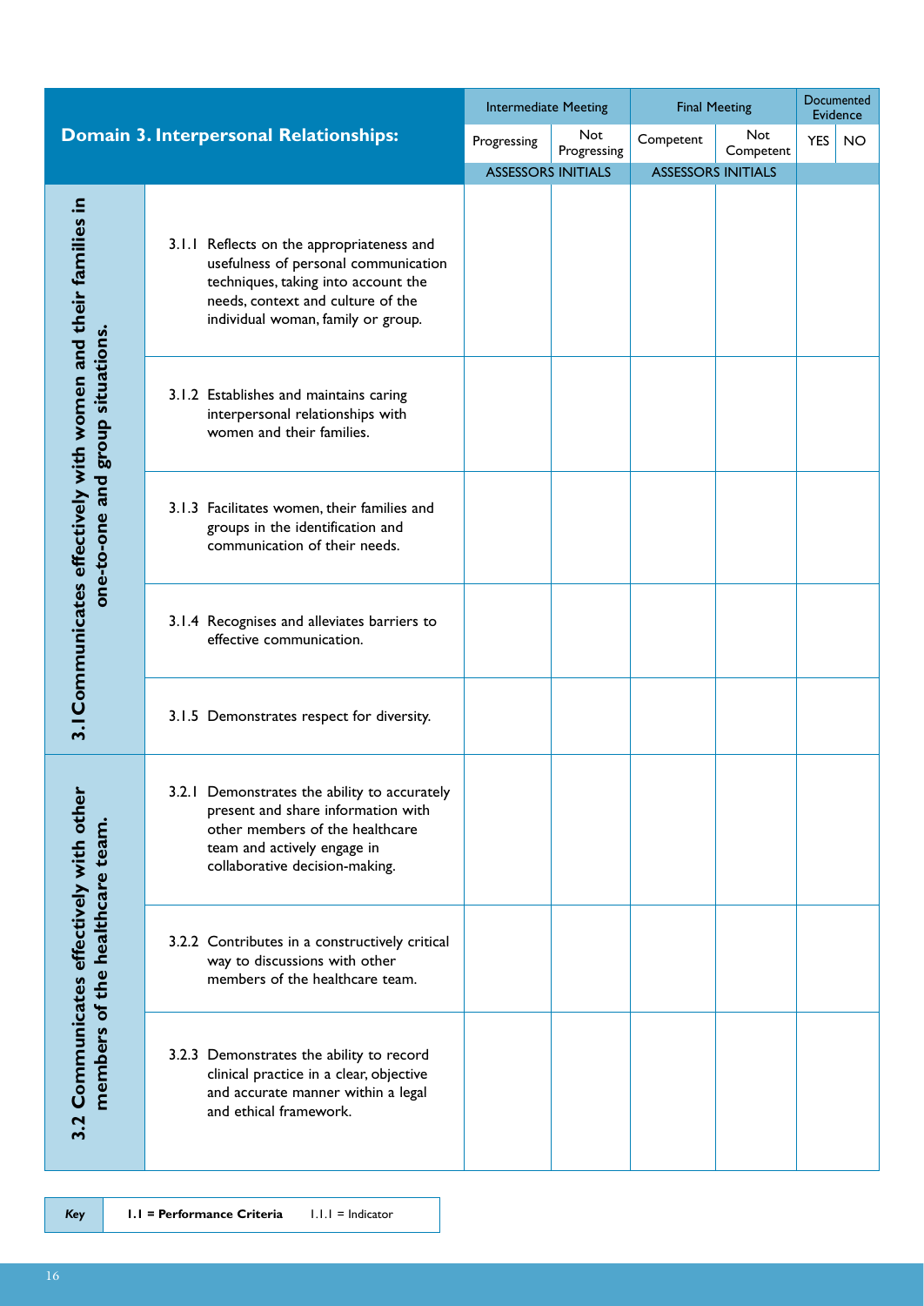| Domain 3. Interpersonal Relationships: | | Intermediate Meeting | | Final Meeting | | Documented Evidence | |
|---|---|---|---|---|---|---|---|
| | | Progressing | Not Progressing | Competent | Not Competent | YES | NO |
| | | ASSESSORS INITIALS | | ASSESSORS INITIALS | | | |
| 3.1 Communicates effectively with women and their families in one-to-one and group situations. | 3.1.1 Reflects on the appropriateness and usefulness of personal communication techniques, taking into account the needs, context and culture of the individual woman, family or group. | | | | | | |
| | 3.1.2 Establishes and maintains caring interpersonal relationships with women and their families. | | | | | | |
| | 3.1.3 Facilitates women, their families and groups in the identification and communication of their needs. | | | | | | |
| | 3.1.4 Recognises and alleviates barriers to effective communication. | | | | | | |
| | 3.1.5 Demonstrates respect for diversity. | | | | | | |
| 3.2 Communicates effectively with other members of the healthcare team. | 3.2.1 Demonstrates the ability to accurately present and share information with other members of the healthcare team and actively engage in collaborative decision-making. | | | | | | |
| | 3.2.2 Contributes in a constructively critical way to discussions with other members of the healthcare team. | | | | | | |
| | 3.2.3 Demonstrates the ability to record clinical practice in a clear, objective and accurate manner within a legal and ethical framework. | | | | | | |

| *Key* | **1.1 = Performance Criteria** 1.1.1 = Indicator |
|---|---|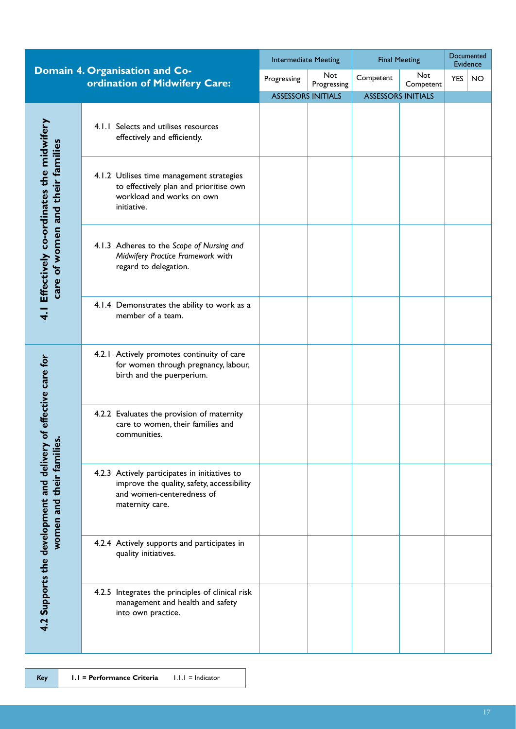| Domain 4. Organisation and Co-ordination of Midwifery Care: | | Intermediate Meeting | | Final Meeting | | Documented Evidence | |
|---|---|---|---|---|---|---|---|
| | | Progressing | Not Progressing | Competent | Not Competent | YES | NO |
| | | ASSESSORS INITIALS | | ASSESSORS INITIALS | | | |
| 4.1 Effectively co-ordinates the midwifery care of women and their families | 4.1.1 Selects and utilises resources effectively and efficiently. | | | | | | |
| | 4.1.2 Utilises time management strategies to effectively plan and prioritise own workload and works on own initiative. | | | | | | |
| | 4.1.3 Adheres to the *Scope of Nursing and Midwifery Practice Framework* with regard to delegation. | | | | | | |
| | 4.1.4 Demonstrates the ability to work as a member of a team. | | | | | | |
| 4.2 Supports the development and delivery of effective care for women and their families. | 4.2.1 Actively promotes continuity of care for women through pregnancy, labour, birth and the puerperium. | | | | | | |
| | 4.2.2 Evaluates the provision of maternity care to women, their families and communities. | | | | | | |
| | 4.2.3 Actively participates in initiatives to improve the quality, safety, accessibility and women-centeredness of maternity care. | | | | | | |
| | 4.2.4 Actively supports and participates in quality initiatives. | | | | | | |
| | 4.2.5 Integrates the principles of clinical risk management and health and safety into own practice. | | | | | | |

| *Key* | **1.1 = Performance Criteria** 1.1.1 = Indicator |
|---|---|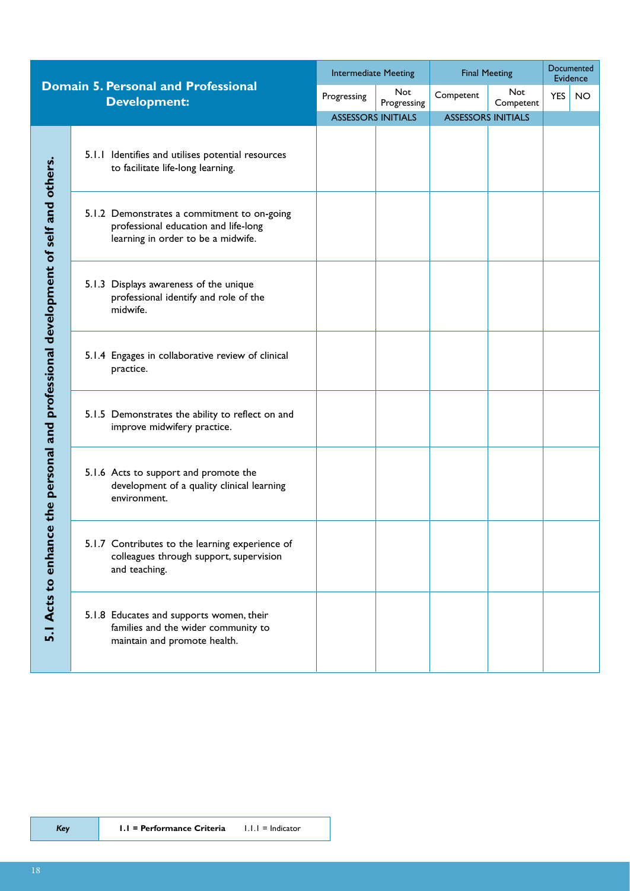| Domain 5. Personal and Professional Development: | | Intermediate Meeting | | Final Meeting | | Documented Evidence | |
|---|---|---|---|---|---|---|---|
| | | Progressing | Not Progressing | Competent | Not Competent | YES | NO |
| | | ASSESSORS INITIALS | | ASSESSORS INITIALS | | | |
| 5.1 Acts to enhance the personal and professional development of self and others. | 5.1.1 Identifies and utilises potential resources to facilitate life-long learning. | | | | | | |
| | 5.1.2 Demonstrates a commitment to on-going professional education and life-long learning in order to be a midwife. | | | | | | |
| | 5.1.3 Displays awareness of the unique professional identify and role of the midwife. | | | | | | |
| | 5.1.4 Engages in collaborative review of clinical practice. | | | | | | |
| | 5.1.5 Demonstrates the ability to reflect on and improve midwifery practice. | | | | | | |
| | 5.1.6 Acts to support and promote the development of a quality clinical learning environment. | | | | | | |
| | 5.1.7 Contributes to the learning experience of colleagues through support, supervision and teaching. | | | | | | |
| | 5.1.8 Educates and supports women, their families and the wider community to maintain and promote health. | | | | | | |

| *Key* | **1.1 = Performance Criteria** | 1.1.1 = Indicator |
|---|---|---|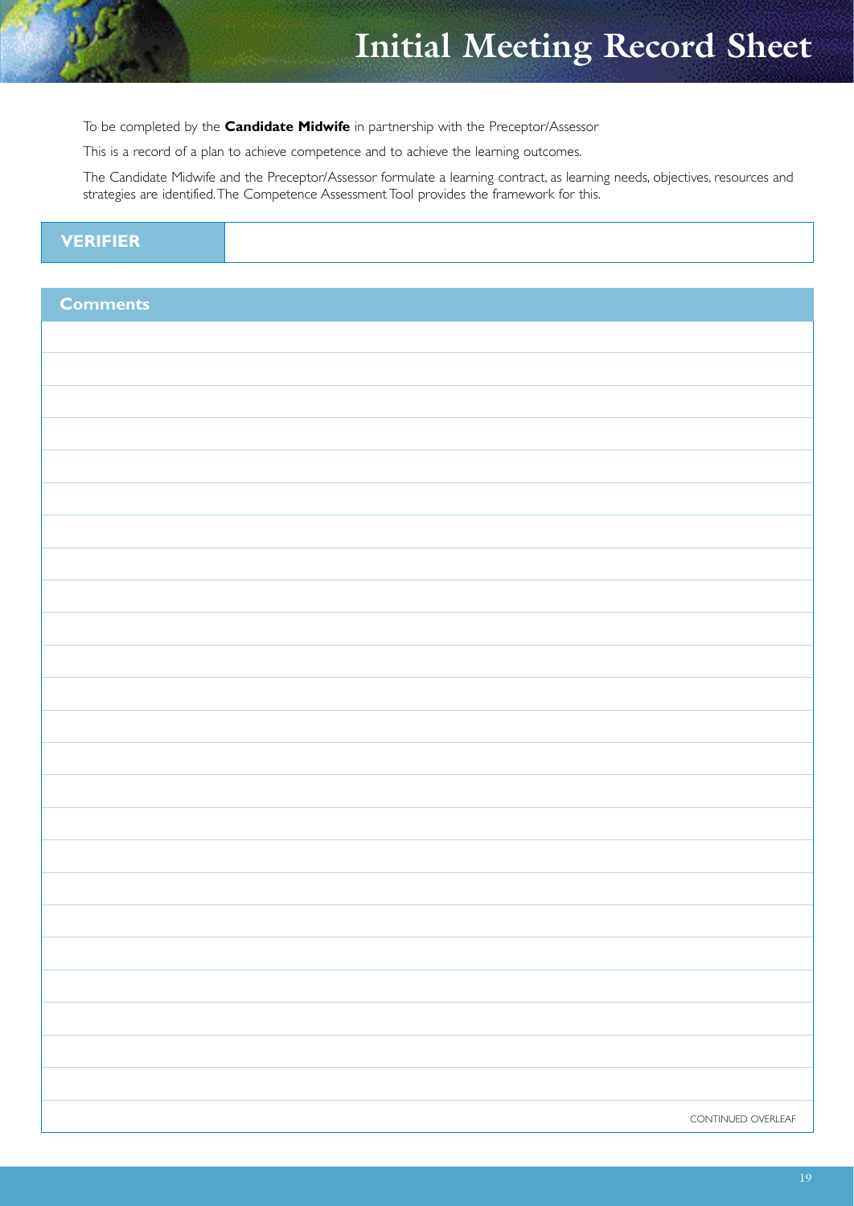# Initial Meeting Record Sheet

To be completed by the **Candidate Midwife** in partnership with the Preceptor/Assessor

This is a record of a plan to achieve competence and to achieve the learning outcomes.

The Candidate Midwife and the Preceptor/Assessor formulate a learning contract, as learning needs, objectives, resources and strategies are identified. The Competence Assessment Tool provides the framework for this.

| **VERIFIER** | |
|---|---|

| **Comments** |
|---|
| |
| |
| |
| |
| |
| |
| |
| |
| |
| |
| |
| |
| |
| |
| |
| |
| |
| |
| |
| |
| |
| |
| |
| |
| CONTINUED OVERLEAF |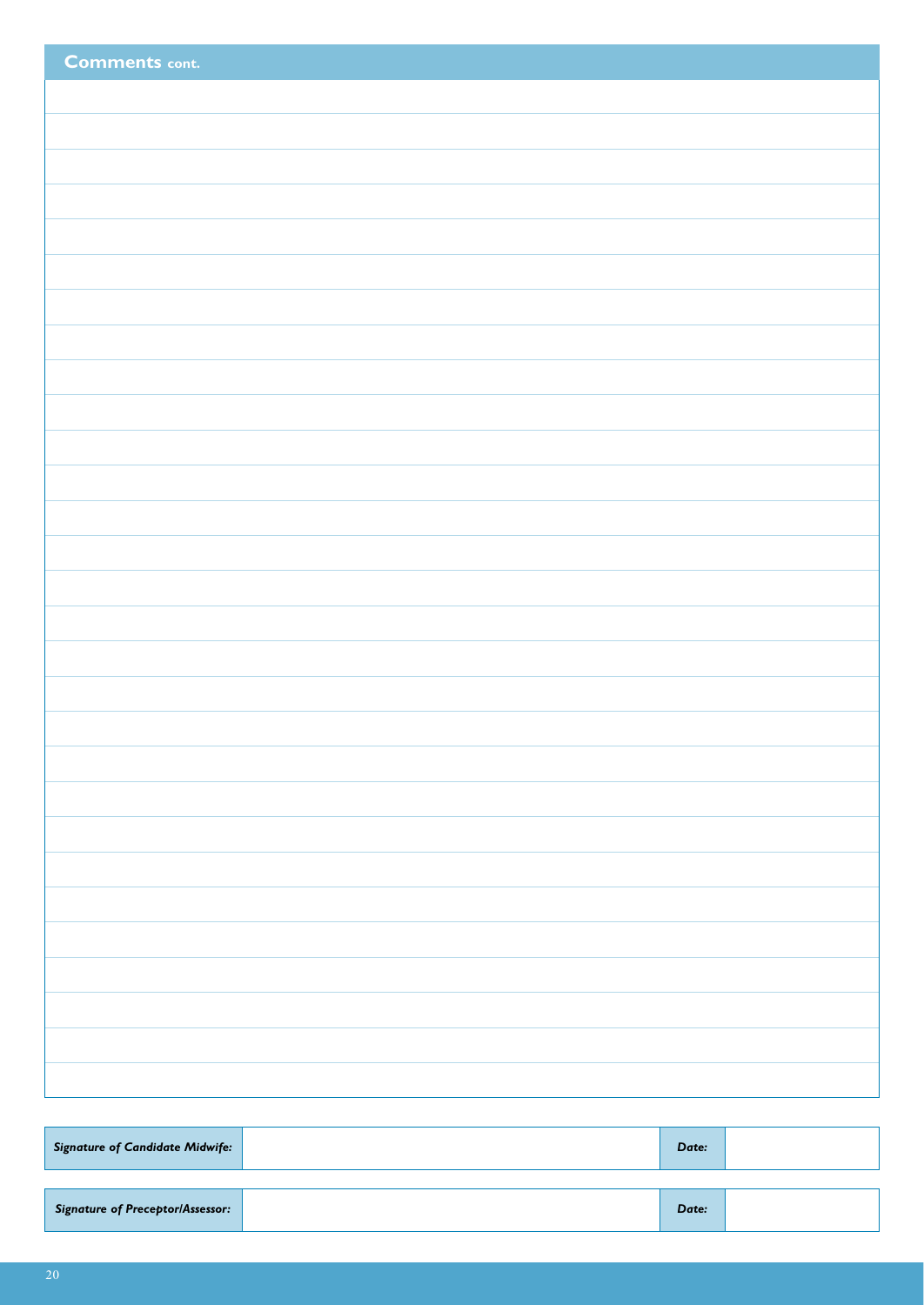## Comments cont.

| *Signature of Candidate Midwife:* | | *Date:* | |
|---|---|---|---|

| *Signature of Preceptor/Assessor:* | | *Date:* | |
|---|---|---|---|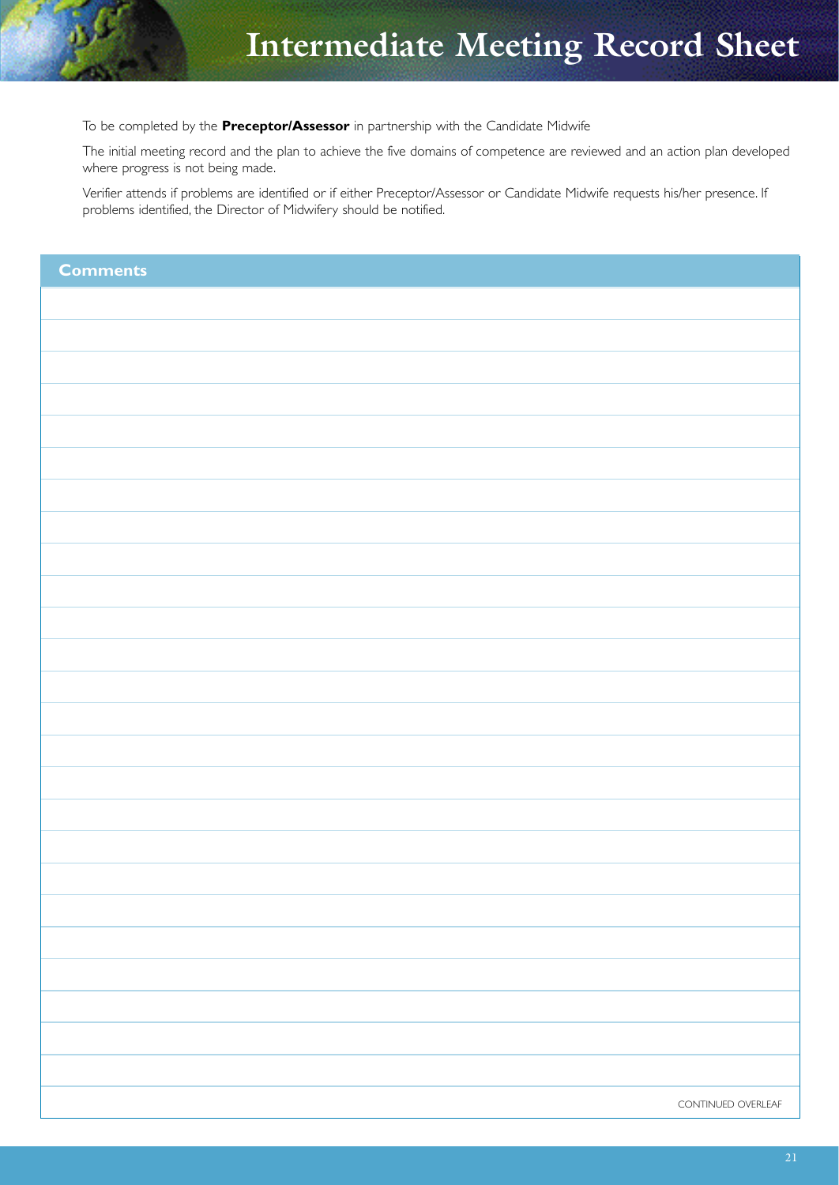# Intermediate Meeting Record Sheet

To be completed by the **Preceptor/Assessor** in partnership with the Candidate Midwife

The initial meeting record and the plan to achieve the five domains of competence are reviewed and an action plan developed where progress is not being made.

Verifier attends if problems are identified or if either Preceptor/Assessor or Candidate Midwife requests his/her presence. If problems identified, the Director of Midwifery should be notified.

| Comments |
| --- |
| |
| |
| |
| |
| |
| |
| |
| |
| |
| |
| |
| |
| |
| |
| |
| |
| |
| |
| |
| |
| |
| |
| |
| |
| |
| CONTINUED OVERLEAF |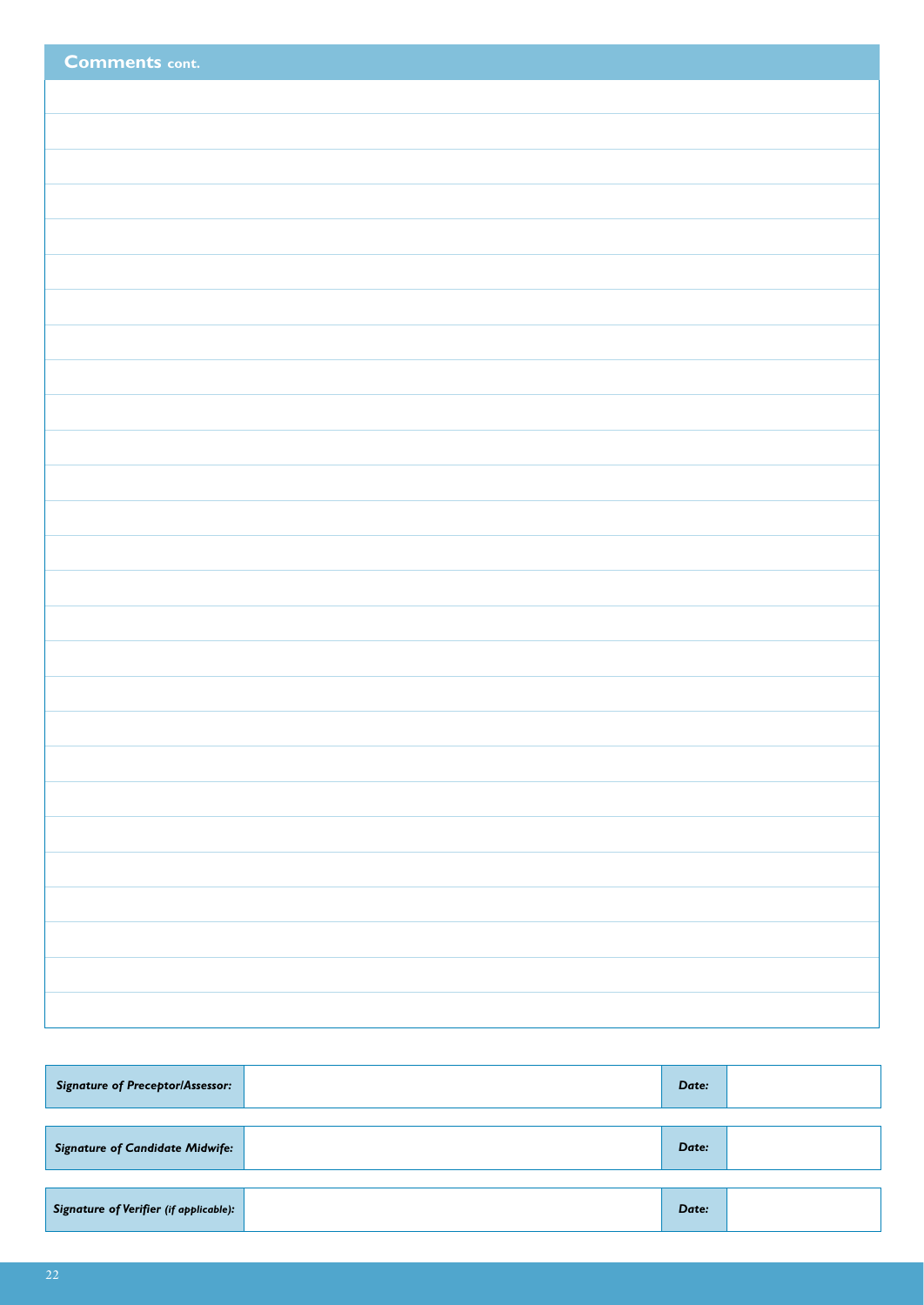## Comments cont.

| | |
|---|---|
| ***Signature of Preceptor/Assessor:*** | |

| ***Date:*** | |
|---|---|

| | |
|---|---|
| ***Signature of Candidate Midwife:*** | |

| ***Date:*** | |
|---|---|

| | |
|---|---|
| ***Signature of Verifier** (if applicable):* | |

| ***Date:*** | |
|---|---|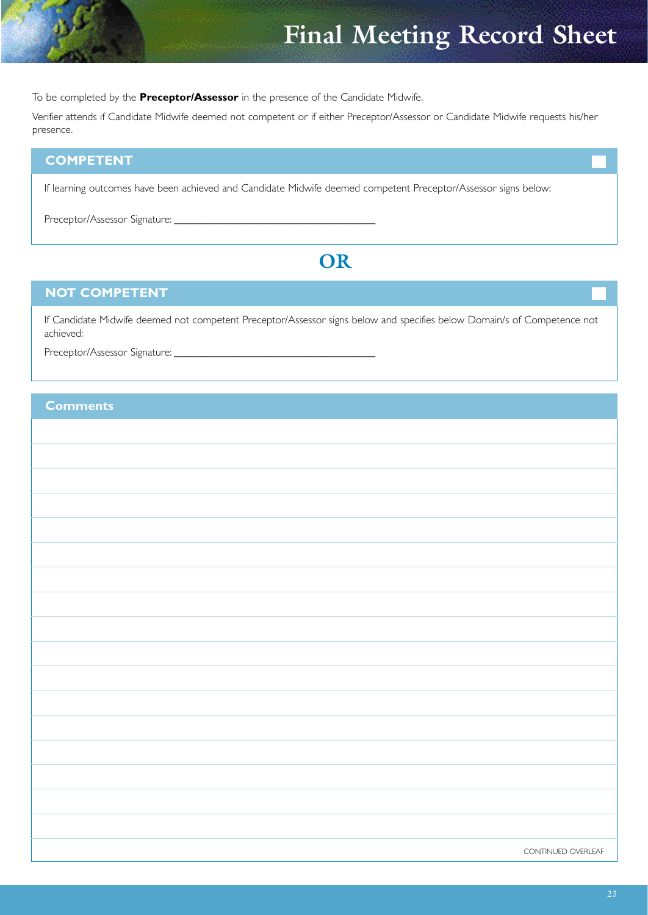# Final Meeting Record Sheet

To be completed by the **Preceptor/Assessor** in the presence of the Candidate Midwife.

Verifier attends if Candidate Midwife deemed not competent or if either Preceptor/Assessor or Candidate Midwife requests his/her presence.

## COMPETENT ☐

If learning outcomes have been achieved and Candidate Midwife deemed competent Preceptor/Assessor signs below:

Preceptor/Assessor Signature: ______________________________________

**OR**

## NOT COMPETENT ☐

If Candidate Midwife deemed not competent Preceptor/Assessor signs below and specifies below Domain/s of Competence not achieved:

Preceptor/Assessor Signature: ______________________________________

## Comments

CONTINUED OVERLEAF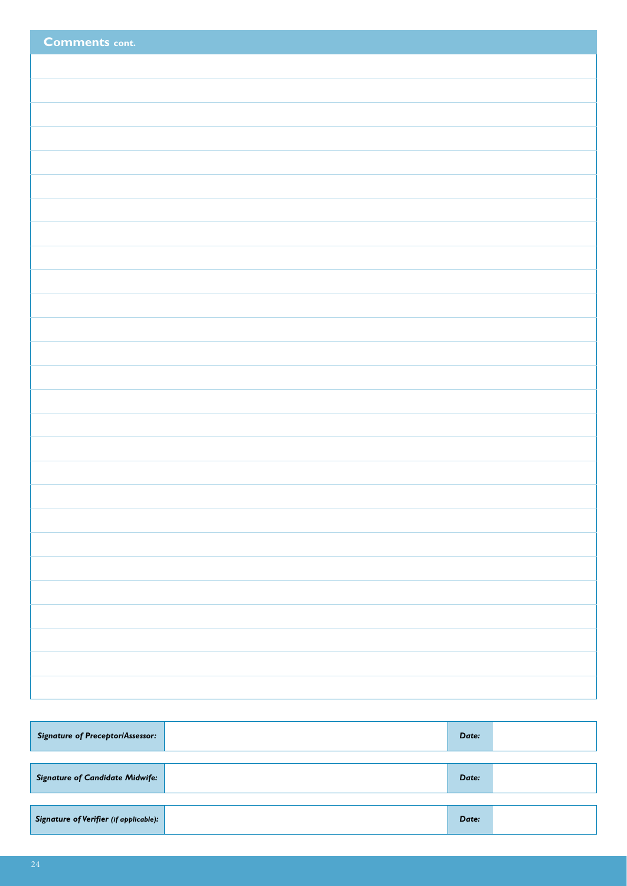## Comments cont.

| Signature of Preceptor/Assessor: | | Date: | |
|---|---|---|---|

| Signature of Candidate Midwife: | | Date: | |
|---|---|---|---|

| Signature of Verifier (if applicable): | | Date: | |
|---|---|---|---|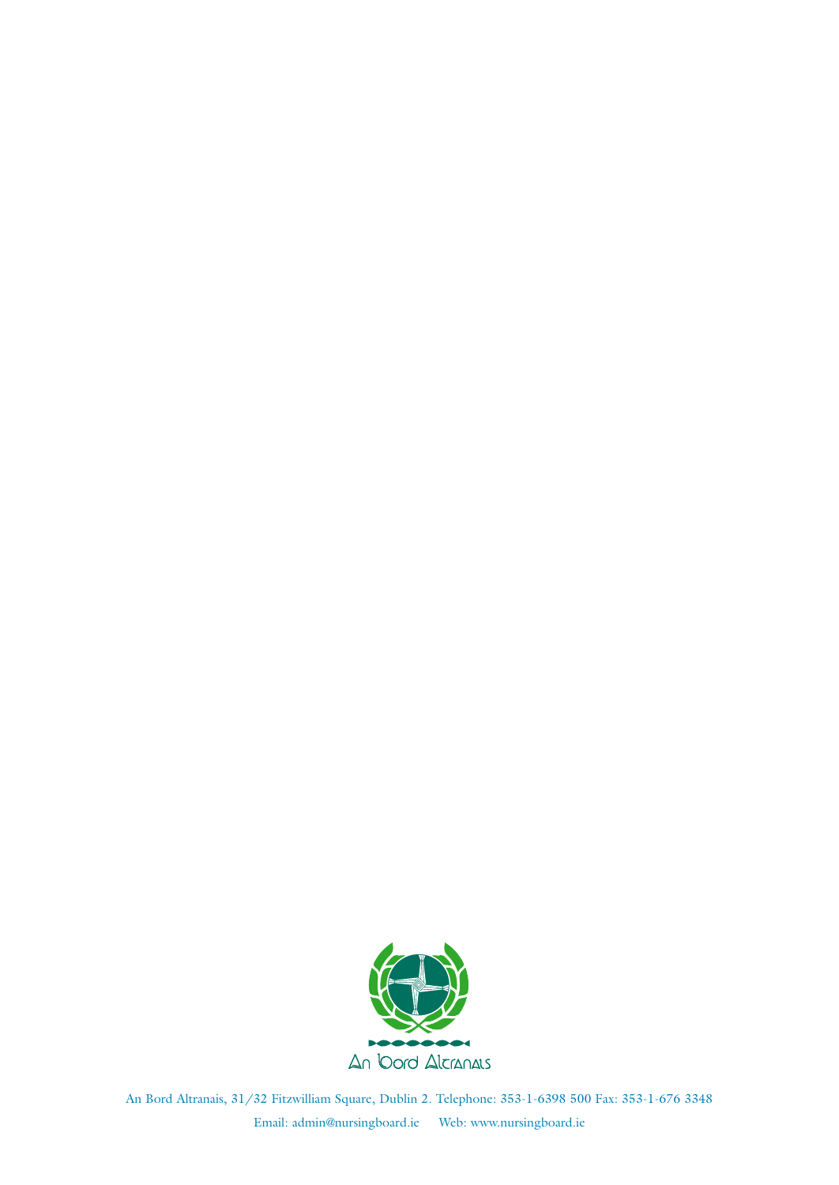An Bord Altranais

An Bord Altranais, 31/32 Fitzwilliam Square, Dublin 2. Telephone: 353-1-6398 500 Fax: 353-1-676 3348

Email: admin@nursingboard.ie Web: www.nursingboard.ie